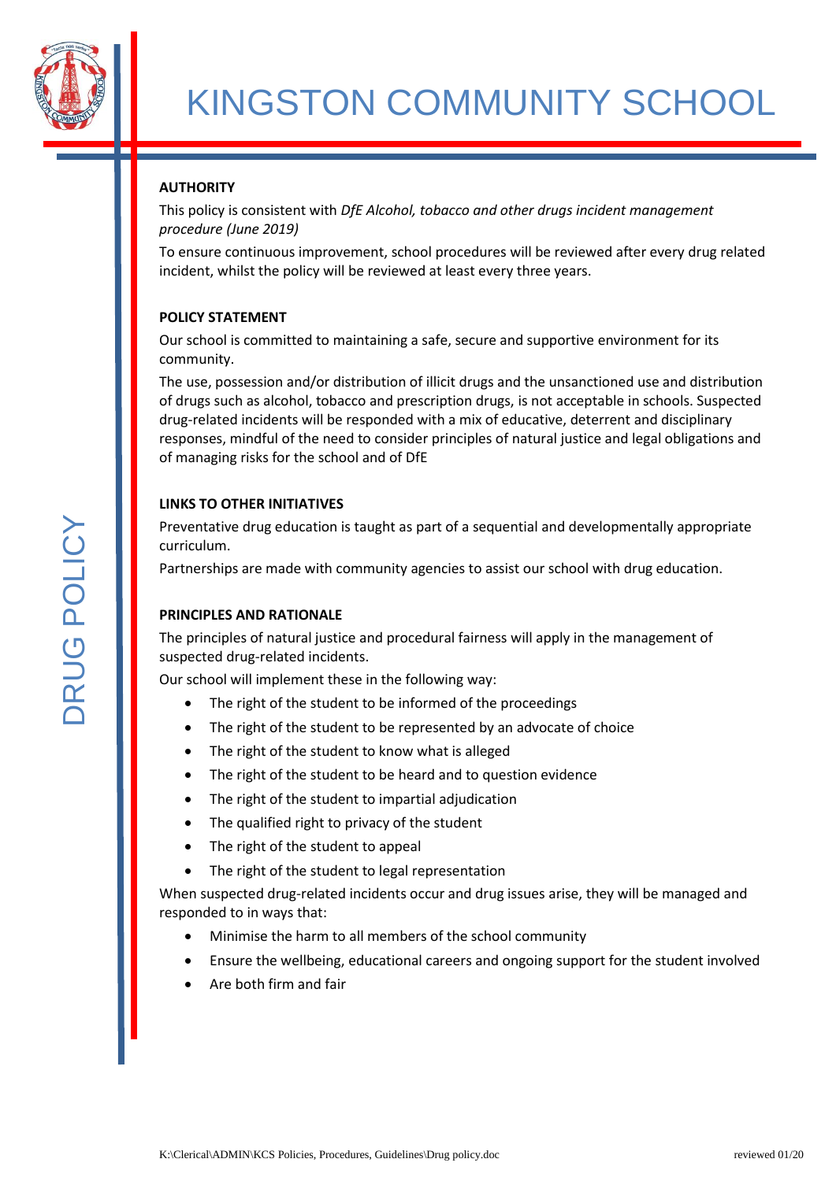# KINGSTON COMMUNITY SCHOOL

DRUG POLICY

**AUTHORITY**

This policy is consistent with *DfE Alcohol, tobacco and other drugs incident management procedure (June 2019)*

To ensure continuous improvement, school procedures will be reviewed after every drug related incident, whilst the policy will be reviewed at least every three years.

**POLICY STATEMENT**

Our school is committed to maintaining a safe, secure and supportive environment for its community.

The use, possession and/or distribution of illicit drugs and the unsanctioned use and distribution of drugs such as alcohol, tobacco and prescription drugs, is not acceptable in schools. Suspected drug-related incidents will be responded with a mix of educative, deterrent and disciplinary responses, mindful of the need to consider principles of natural justice and legal obligations and of managing risks for the school and of DfE

**LINKS TO OTHER INITIATIVES**

Preventative drug education is taught as part of a sequential and developmentally appropriate curriculum.

Partnerships are made with community agencies to assist our school with drug education.

**PRINCIPLES AND RATIONALE**

The principles of natural justice and procedural fairness will apply in the management of suspected drug-related incidents.

Our school will implement these in the following way:

- The right of the student to be informed of the proceedings
- The right of the student to be represented by an advocate of choice
- The right of the student to know what is alleged
- The right of the student to be heard and to question evidence
- The right of the student to impartial adjudication
- The qualified right to privacy of the student
- The right of the student to appeal
- The right of the student to legal representation

When suspected drug-related incidents occur and drug issues arise, they will be managed and responded to in ways that:

- Minimise the harm to all members of the school community
- Ensure the wellbeing, educational careers and ongoing support for the student involved
- Are both firm and fair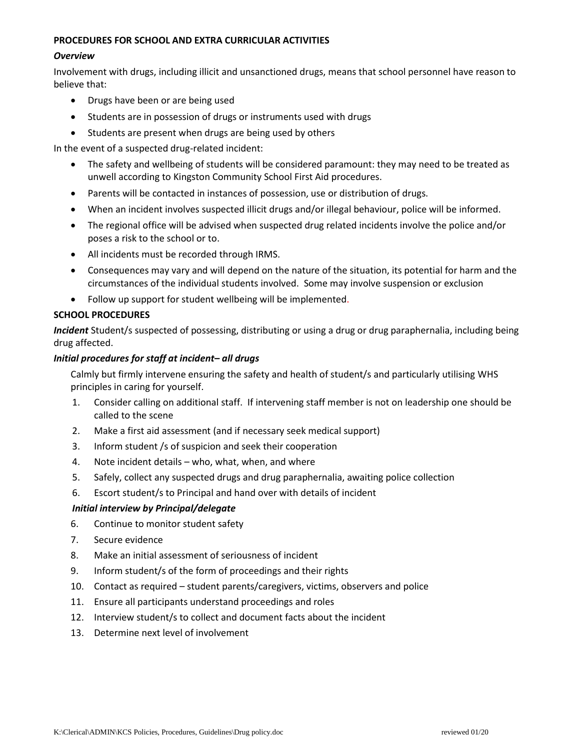**PROCEDURES FOR SCHOOL AND EXTRA CURRICULAR ACTIVITIES**

***Overview***

Involvement with drugs, including illicit and unsanctioned drugs, means that school personnel have reason to believe that:

- Drugs have been or are being used
- Students are in possession of drugs or instruments used with drugs
- Students are present when drugs are being used by others

In the event of a suspected drug-related incident:

- The safety and wellbeing of students will be considered paramount: they may need to be treated as unwell according to Kingston Community School First Aid procedures.
- Parents will be contacted in instances of possession, use or distribution of drugs.
- When an incident involves suspected illicit drugs and/or illegal behaviour, police will be informed.
- The regional office will be advised when suspected drug related incidents involve the police and/or poses a risk to the school or to.
- All incidents must be recorded through IRMS.
- Consequences may vary and will depend on the nature of the situation, its potential for harm and the circumstances of the individual students involved. Some may involve suspension or exclusion
- Follow up support for student wellbeing will be implemented.

**SCHOOL PROCEDURES**

***Incident*** Student/s suspected of possessing, distributing or using a drug or drug paraphernalia, including being drug affected.

***Initial procedures for staff at incident– all drugs***

Calmly but firmly intervene ensuring the safety and health of student/s and particularly utilising WHS principles in caring for yourself.

1. Consider calling on additional staff. If intervening staff member is not on leadership one should be called to the scene
2. Make a first aid assessment (and if necessary seek medical support)
3. Inform student /s of suspicion and seek their cooperation
4. Note incident details – who, what, when, and where
5. Safely, collect any suspected drugs and drug paraphernalia, awaiting police collection
6. Escort student/s to Principal and hand over with details of incident

***Initial interview by Principal/delegate***

6. Continue to monitor student safety
7. Secure evidence
8. Make an initial assessment of seriousness of incident
9. Inform student/s of the form of proceedings and their rights
10. Contact as required – student parents/caregivers, victims, observers and police
11. Ensure all participants understand proceedings and roles
12. Interview student/s to collect and document facts about the incident
13. Determine next level of involvement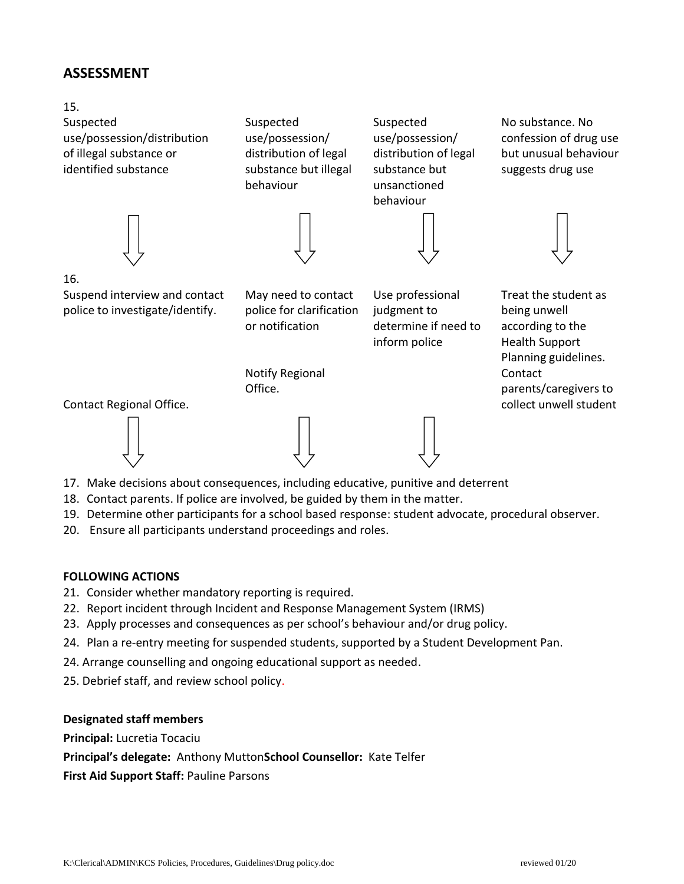## ASSESSMENT

15.

| | | | |
|---|---|---|---|
| Suspected use/possession/distribution of illegal substance or identified substance | Suspected use/possession/ distribution of legal substance but illegal behaviour | Suspected use/possession/ distribution of legal substance but unsanctioned behaviour | No substance. No confession of drug use but unusual behaviour suggests drug use |
| ⇩ | ⇩ | ⇩ | ⇩ |

16.

| | | | |
|---|---|---|---|
| Suspend interview and contact police to investigate/identify. | May need to contact police for clarification or notification | Use professional judgment to determine if need to inform police | Treat the student as being unwell according to the Health Support Planning guidelines. |
| Contact Regional Office. | Notify Regional Office. | | Contact parents/caregivers to collect unwell student |
| ⇩ | ⇩ | ⇩ | |

17. Make decisions about consequences, including educative, punitive and deterrent
18. Contact parents. If police are involved, be guided by them in the matter.
19. Determine other participants for a school based response: student advocate, procedural observer.
20. Ensure all participants understand proceedings and roles.

**FOLLOWING ACTIONS**

21. Consider whether mandatory reporting is required.
22. Report incident through Incident and Response Management System (IRMS)
23. Apply processes and consequences as per school's behaviour and/or drug policy.
24. Plan a re-entry meeting for suspended students, supported by a Student Development Pan.

24. Arrange counselling and ongoing educational support as needed.

25. Debrief staff, and review school policy.

**Designated staff members**

**Principal:** Lucretia Tocaciu

**Principal's delegate:** Anthony Mutton**School Counsellor:** Kate Telfer

**First Aid Support Staff:** Pauline Parsons